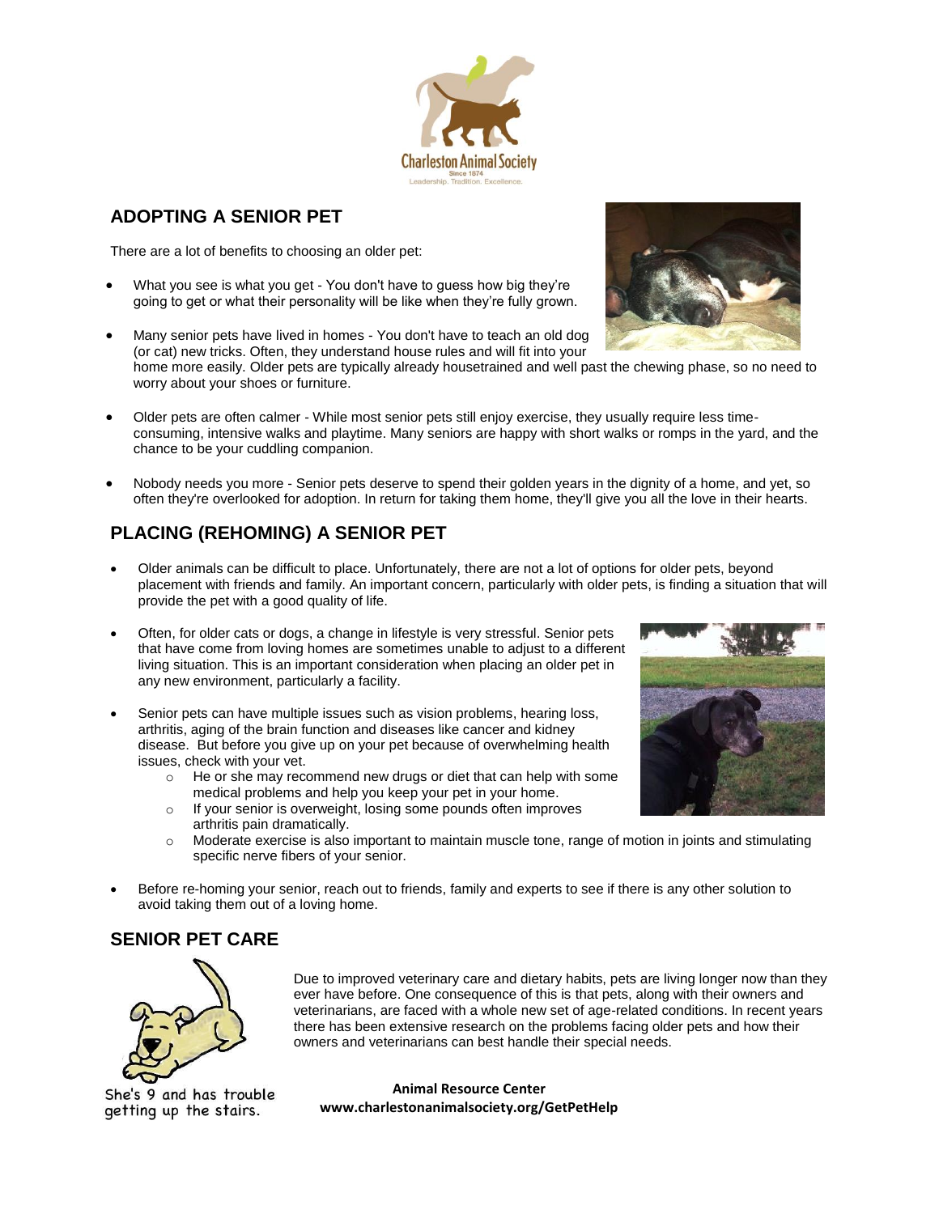Charleston Animal Society
Since 1874
Leadership. Tradition. Excellence.

## ADOPTING A SENIOR PET

There are a lot of benefits to choosing an older pet:

- What you see is what you get - You don't have to guess how big they're going to get or what their personality will be like when they're fully grown.
- Many senior pets have lived in homes - You don't have to teach an old dog (or cat) new tricks. Often, they understand house rules and will fit into your home more easily. Older pets are typically already housetrained and well past the chewing phase, so no need to worry about your shoes or furniture.
- Older pets are often calmer - While most senior pets still enjoy exercise, they usually require less time-consuming, intensive walks and playtime. Many seniors are happy with short walks or romps in the yard, and the chance to be your cuddling companion.
- Nobody needs you more - Senior pets deserve to spend their golden years in the dignity of a home, and yet, so often they're overlooked for adoption. In return for taking them home, they'll give you all the love in their hearts.

## PLACING (REHOMING) A SENIOR PET

- Older animals can be difficult to place. Unfortunately, there are not a lot of options for older pets, beyond placement with friends and family. An important concern, particularly with older pets, is finding a situation that will provide the pet with a good quality of life.
- Often, for older cats or dogs, a change in lifestyle is very stressful. Senior pets that have come from loving homes are sometimes unable to adjust to a different living situation. This is an important consideration when placing an older pet in any new environment, particularly a facility.
- Senior pets can have multiple issues such as vision problems, hearing loss, arthritis, aging of the brain function and diseases like cancer and kidney disease. But before you give up on your pet because of overwhelming health issues, check with your vet.
  - He or she may recommend new drugs or diet that can help with some medical problems and help you keep your pet in your home.
  - If your senior is overweight, losing some pounds often improves arthritis pain dramatically.
  - Moderate exercise is also important to maintain muscle tone, range of motion in joints and stimulating specific nerve fibers of your senior.
- Before re-homing your senior, reach out to friends, family and experts to see if there is any other solution to avoid taking them out of a loving home.

## SENIOR PET CARE

She's 9 and has trouble getting up the stairs.

Due to improved veterinary care and dietary habits, pets are living longer now than they ever have before. One consequence of this is that pets, along with their owners and veterinarians, are faced with a whole new set of age-related conditions. In recent years there has been extensive research on the problems facing older pets and how their owners and veterinarians can best handle their special needs.

**Animal Resource Center**
**www.charlestonanimalsociety.org/GetPetHelp**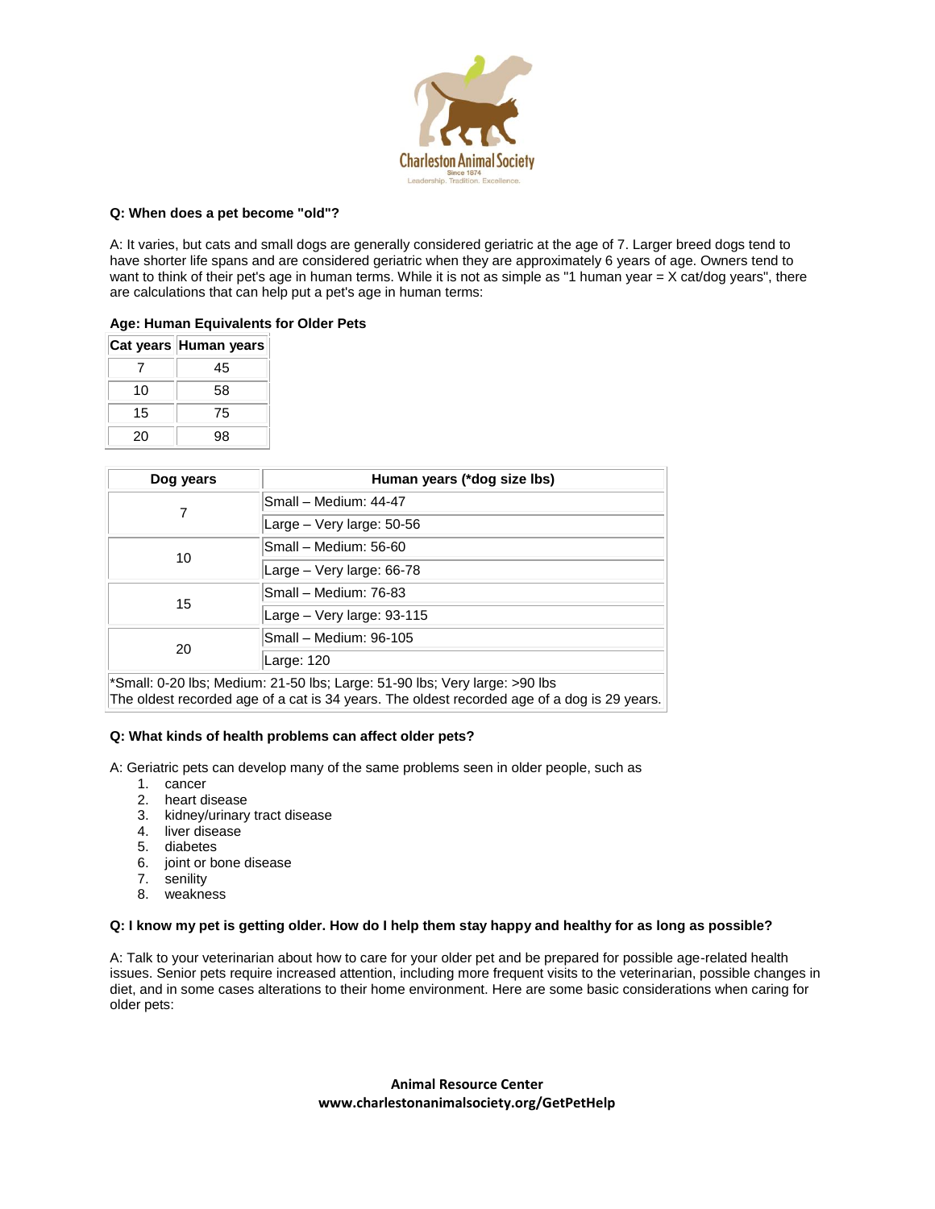**Q: When does a pet become "old"?**

A: It varies, but cats and small dogs are generally considered geriatric at the age of 7. Larger breed dogs tend to have shorter life spans and are considered geriatric when they are approximately 6 years of age. Owners tend to want to think of their pet's age in human terms. While it is not as simple as "1 human year = X cat/dog years", there are calculations that can help put a pet's age in human terms:

**Age: Human Equivalents for Older Pets**

| Cat years | Human years |
|---|---|
| 7 | 45 |
| 10 | 58 |
| 15 | 75 |
| 20 | 98 |

| Dog years | Human years (*dog size lbs) |
|---|---|
| 7 | Small – Medium: 44-47 |
| | Large – Very large: 50-56 |
| 10 | Small – Medium: 56-60 |
| | Large – Very large: 66-78 |
| 15 | Small – Medium: 76-83 |
| | Large – Very large: 93-115 |
| 20 | Small – Medium: 96-105 |
| | Large: 120 |

*Small: 0-20 lbs; Medium: 21-50 lbs; Large: 51-90 lbs; Very large: >90 lbs
The oldest recorded age of a cat is 34 years. The oldest recorded age of a dog is 29 years.

**Q: What kinds of health problems can affect older pets?**

A: Geriatric pets can develop many of the same problems seen in older people, such as

1. cancer
2. heart disease
3. kidney/urinary tract disease
4. liver disease
5. diabetes
6. joint or bone disease
7. senility
8. weakness

**Q: I know my pet is getting older. How do I help them stay happy and healthy for as long as possible?**

A: Talk to your veterinarian about how to care for your older pet and be prepared for possible age-related health issues. Senior pets require increased attention, including more frequent visits to the veterinarian, possible changes in diet, and in some cases alterations to their home environment. Here are some basic considerations when caring for older pets: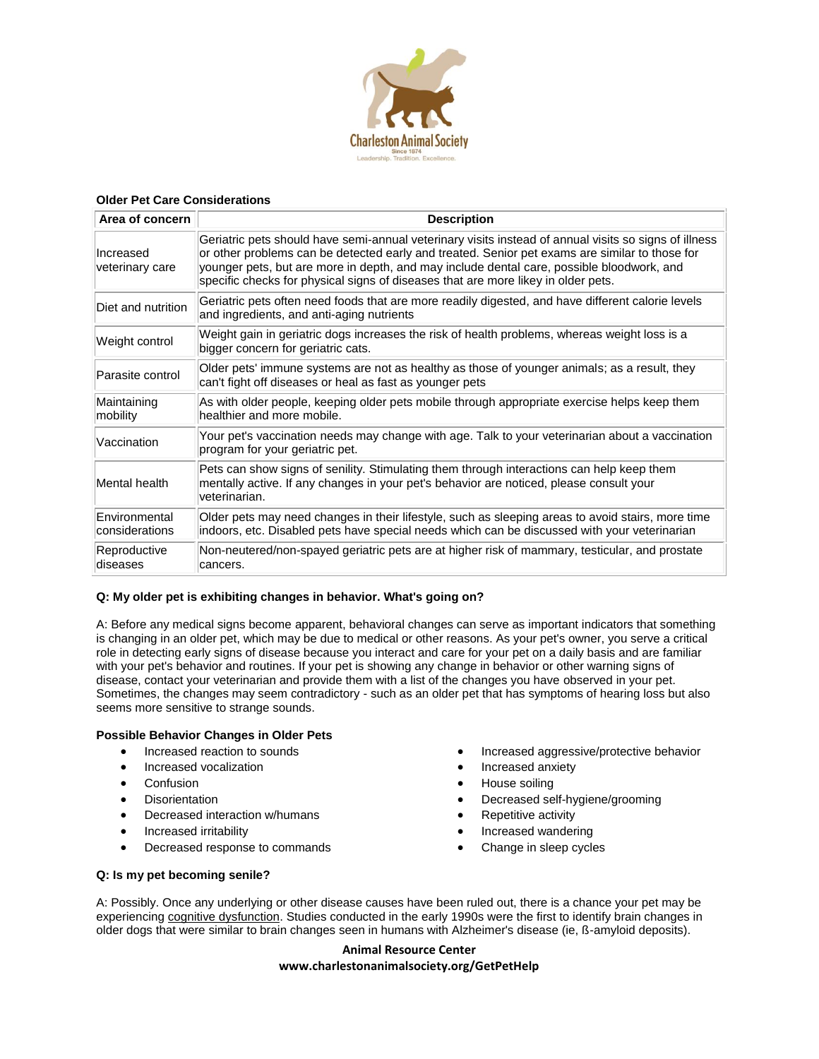Charleston Animal Society
Since 1874
Leadership. Tradition. Excellence.

**Older Pet Care Considerations**

| Area of concern | Description |
|---|---|
| Increased veterinary care | Geriatric pets should have semi-annual veterinary visits instead of annual visits so signs of illness or other problems can be detected early and treated. Senior pet exams are similar to those for younger pets, but are more in depth, and may include dental care, possible bloodwork, and specific checks for physical signs of diseases that are more likey in older pets. |
| Diet and nutrition | Geriatric pets often need foods that are more readily digested, and have different calorie levels and ingredients, and anti-aging nutrients |
| Weight control | Weight gain in geriatric dogs increases the risk of health problems, whereas weight loss is a bigger concern for geriatric cats. |
| Parasite control | Older pets' immune systems are not as healthy as those of younger animals; as a result, they can't fight off diseases or heal as fast as younger pets |
| Maintaining mobility | As with older people, keeping older pets mobile through appropriate exercise helps keep them healthier and more mobile. |
| Vaccination | Your pet's vaccination needs may change with age. Talk to your veterinarian about a vaccination program for your geriatric pet. |
| Mental health | Pets can show signs of senility. Stimulating them through interactions can help keep them mentally active. If any changes in your pet's behavior are noticed, please consult your veterinarian. |
| Environmental considerations | Older pets may need changes in their lifestyle, such as sleeping areas to avoid stairs, more time indoors, etc. Disabled pets have special needs which can be discussed with your veterinarian |
| Reproductive diseases | Non-neutered/non-spayed geriatric pets are at higher risk of mammary, testicular, and prostate cancers. |

**Q: My older pet is exhibiting changes in behavior. What's going on?**

A: Before any medical signs become apparent, behavioral changes can serve as important indicators that something is changing in an older pet, which may be due to medical or other reasons. As your pet's owner, you serve a critical role in detecting early signs of disease because you interact and care for your pet on a daily basis and are familiar with your pet's behavior and routines. If your pet is showing any change in behavior or other warning signs of disease, contact your veterinarian and provide them with a list of the changes you have observed in your pet. Sometimes, the changes may seem contradictory - such as an older pet that has symptoms of hearing loss but also seems more sensitive to strange sounds.

**Possible Behavior Changes in Older Pets**

- Increased reaction to sounds
- Increased vocalization
- Confusion
- Disorientation
- Decreased interaction w/humans
- Increased irritability
- Decreased response to commands
- Increased aggressive/protective behavior
- Increased anxiety
- House soiling
- Decreased self-hygiene/grooming
- Repetitive activity
- Increased wandering
- Change in sleep cycles

**Q: Is my pet becoming senile?**

A: Possibly. Once any underlying or other disease causes have been ruled out, there is a chance your pet may be experiencing cognitive dysfunction. Studies conducted in the early 1990s were the first to identify brain changes in older dogs that were similar to brain changes seen in humans with Alzheimer's disease (ie, ß-amyloid deposits).

**Animal Resource Center**
**www.charlestonanimalsociety.org/GetPetHelp**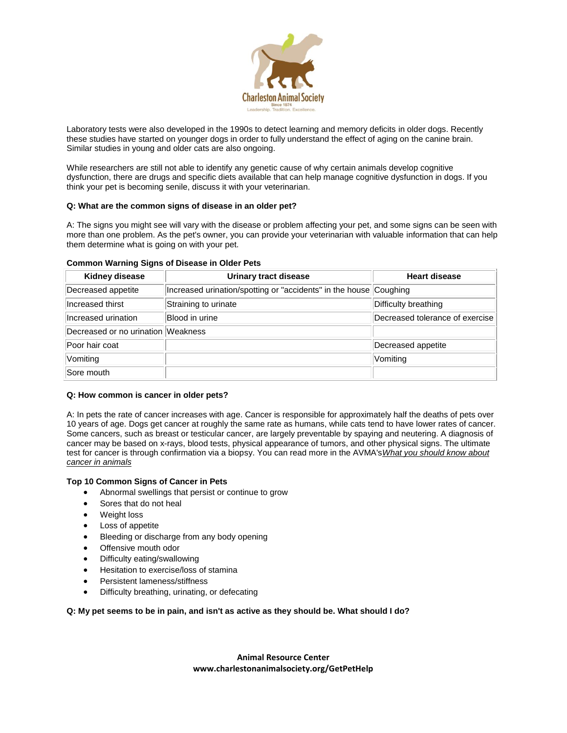Laboratory tests were also developed in the 1990s to detect learning and memory deficits in older dogs. Recently these studies have started on younger dogs in order to fully understand the effect of aging on the canine brain. Similar studies in young and older cats are also ongoing.

While researchers are still not able to identify any genetic cause of why certain animals develop cognitive dysfunction, there are drugs and specific diets available that can help manage cognitive dysfunction in dogs. If you think your pet is becoming senile, discuss it with your veterinarian.

**Q: What are the common signs of disease in an older pet?**

A: The signs you might see will vary with the disease or problem affecting your pet, and some signs can be seen with more than one problem. As the pet's owner, you can provide your veterinarian with valuable information that can help them determine what is going on with your pet.

**Common Warning Signs of Disease in Older Pets**

| Kidney disease | Urinary tract disease | Heart disease |
|---|---|---|
| Decreased appetite | Increased urination/spotting or "accidents" in the house | Coughing |
| Increased thirst | Straining to urinate | Difficulty breathing |
| Increased urination | Blood in urine | Decreased tolerance of exercise |
| Decreased or no urination | Weakness | |
| Poor hair coat | | Decreased appetite |
| Vomiting | | Vomiting |
| Sore mouth | | |

**Q: How common is cancer in older pets?**

A: In pets the rate of cancer increases with age. Cancer is responsible for approximately half the deaths of pets over 10 years of age. Dogs get cancer at roughly the same rate as humans, while cats tend to have lower rates of cancer. Some cancers, such as breast or testicular cancer, are largely preventable by spaying and neutering. A diagnosis of cancer may be based on x-rays, blood tests, physical appearance of tumors, and other physical signs. The ultimate test for cancer is through confirmation via a biopsy. You can read more in the AVMA's*What you should know about cancer in animals*

**Top 10 Common Signs of Cancer in Pets**

- Abnormal swellings that persist or continue to grow
- Sores that do not heal
- Weight loss
- Loss of appetite
- Bleeding or discharge from any body opening
- Offensive mouth odor
- Difficulty eating/swallowing
- Hesitation to exercise/loss of stamina
- Persistent lameness/stiffness
- Difficulty breathing, urinating, or defecating

**Q: My pet seems to be in pain, and isn't as active as they should be. What should I do?**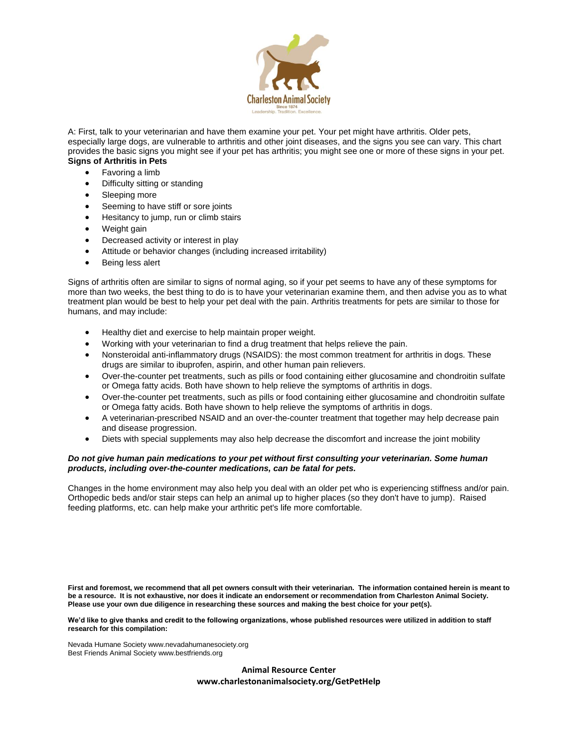A: First, talk to your veterinarian and have them examine your pet. Your pet might have arthritis. Older pets, especially large dogs, are vulnerable to arthritis and other joint diseases, and the signs you see can vary. This chart provides the basic signs you might see if your pet has arthritis; you might see one or more of these signs in your pet.

**Signs of Arthritis in Pets**

- Favoring a limb
- Difficulty sitting or standing
- Sleeping more
- Seeming to have stiff or sore joints
- Hesitancy to jump, run or climb stairs
- Weight gain
- Decreased activity or interest in play
- Attitude or behavior changes (including increased irritability)
- Being less alert

Signs of arthritis often are similar to signs of normal aging, so if your pet seems to have any of these symptoms for more than two weeks, the best thing to do is to have your veterinarian examine them, and then advise you as to what treatment plan would be best to help your pet deal with the pain. Arthritis treatments for pets are similar to those for humans, and may include:

- Healthy diet and exercise to help maintain proper weight.
- Working with your veterinarian to find a drug treatment that helps relieve the pain.
- Nonsteroidal anti-inflammatory drugs (NSAIDS): the most common treatment for arthritis in dogs. These drugs are similar to ibuprofen, aspirin, and other human pain relievers.
- Over-the-counter pet treatments, such as pills or food containing either glucosamine and chondroitin sulfate or Omega fatty acids. Both have shown to help relieve the symptoms of arthritis in dogs.
- Over-the-counter pet treatments, such as pills or food containing either glucosamine and chondroitin sulfate or Omega fatty acids. Both have shown to help relieve the symptoms of arthritis in dogs.
- A veterinarian-prescribed NSAID and an over-the-counter treatment that together may help decrease pain and disease progression.
- Diets with special supplements may also help decrease the discomfort and increase the joint mobility

***Do not give human pain medications to your pet without first consulting your veterinarian. Some human products, including over-the-counter medications, can be fatal for pets.***

Changes in the home environment may also help you deal with an older pet who is experiencing stiffness and/or pain. Orthopedic beds and/or stair steps can help an animal up to higher places (so they don't have to jump). Raised feeding platforms, etc. can help make your arthritic pet's life more comfortable.

**First and foremost, we recommend that all pet owners consult with their veterinarian. The information contained herein is meant to be a resource. It is not exhaustive, nor does it indicate an endorsement or recommendation from Charleston Animal Society. Please use your own due diligence in researching these sources and making the best choice for your pet(s).**

**We'd like to give thanks and credit to the following organizations, whose published resources were utilized in addition to staff research for this compilation:**

Nevada Humane Society www.nevadahumanesociety.org
Best Friends Animal Society www.bestfriends.org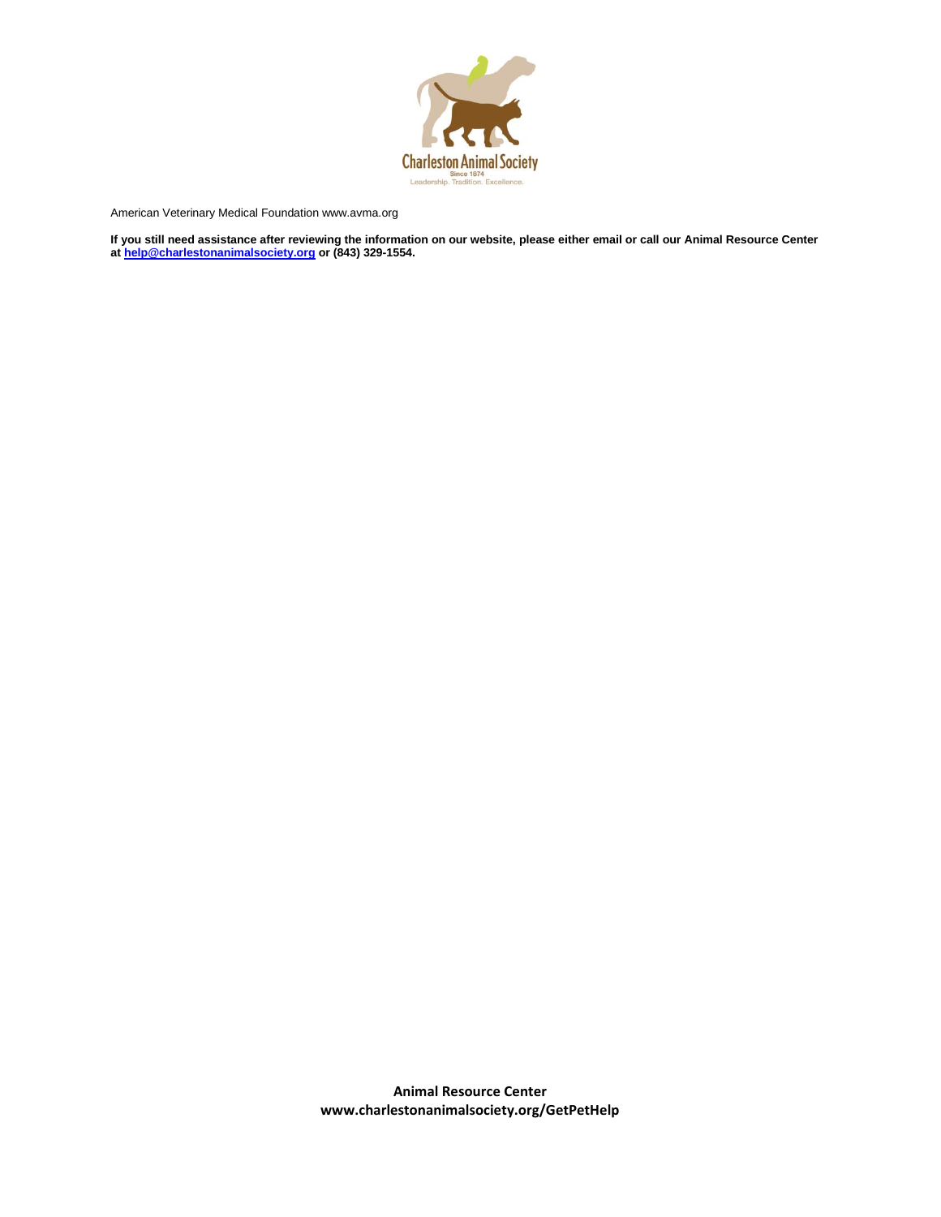American Veterinary Medical Foundation www.avma.org

**If you still need assistance after reviewing the information on our website, please either email or call our Animal Resource Center at [help@charlestonanimalsociety.org](mailto:help@charlestonanimalsociety.org) or (843) 329-1554.**

**Animal Resource Center**
**www.charlestonanimalsociety.org/GetPetHelp**